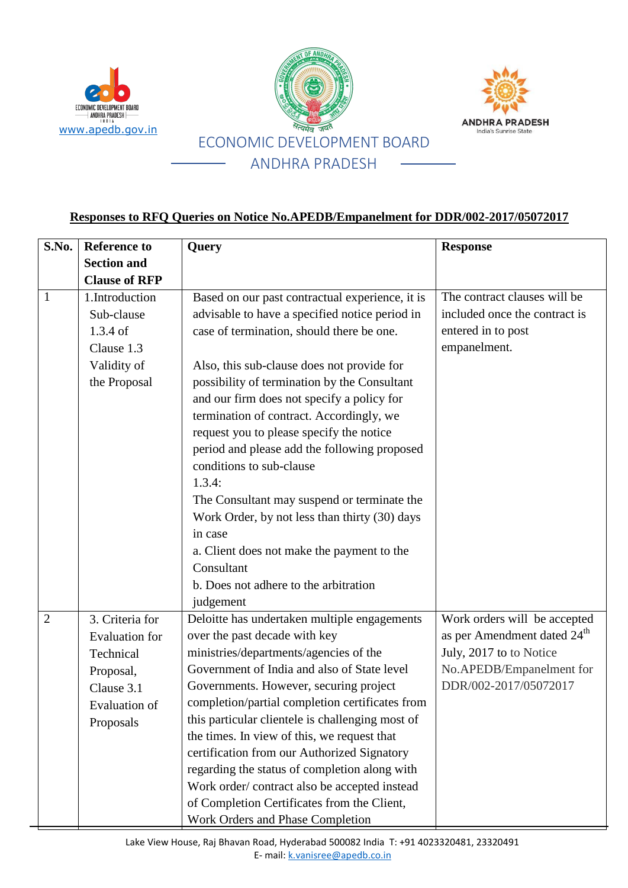www.apedb.gov.in

ECONOMIC DEVELOPMENT BOARD

ANDHRA PRADESH

## Responses to RFQ Queries on Notice No.APEDB/Empanelment for DDR/002-2017/05072017

| S.No. | Reference to Section and Clause of RFP | Query | Response |
|---|---|---|---|
| 1 | 1.Introduction Sub-clause 1.3.4 of Clause 1.3 Validity of the Proposal | Based on our past contractual experience, it is advisable to have a specified notice period in case of termination, should there be one.<br><br>Also, this sub-clause does not provide for possibility of termination by the Consultant and our firm does not specify a policy for termination of contract. Accordingly, we request you to please specify the notice period and please add the following proposed conditions to sub-clause 1.3.4:<br>The Consultant may suspend or terminate the Work Order, by not less than thirty (30) days in case<br>a. Client does not make the payment to the Consultant<br>b. Does not adhere to the arbitration judgement | The contract clauses will be included once the contract is entered in to post empanelment. |
| 2 | 3. Criteria for Evaluation for Technical Proposal, Clause 3.1 Evaluation of Proposals | Deloitte has undertaken multiple engagements over the past decade with key ministries/departments/agencies of the Government of India and also of State level Governments. However, securing project completion/partial completion certificates from this particular clientele is challenging most of the times. In view of this, we request that certification from our Authorized Signatory regarding the status of completion along with Work order/ contract also be accepted instead of Completion Certificates from the Client, Work Orders and Phase Completion | Work orders will be accepted as per Amendment dated 24th July, 2017 to to Notice No.APEDB/Empanelment for DDR/002-2017/05072017 |

Lake View House, Raj Bhavan Road, Hyderabad 500082 India T: +91 4023320481, 23320491
E- mail: k.vanisree@apedb.co.in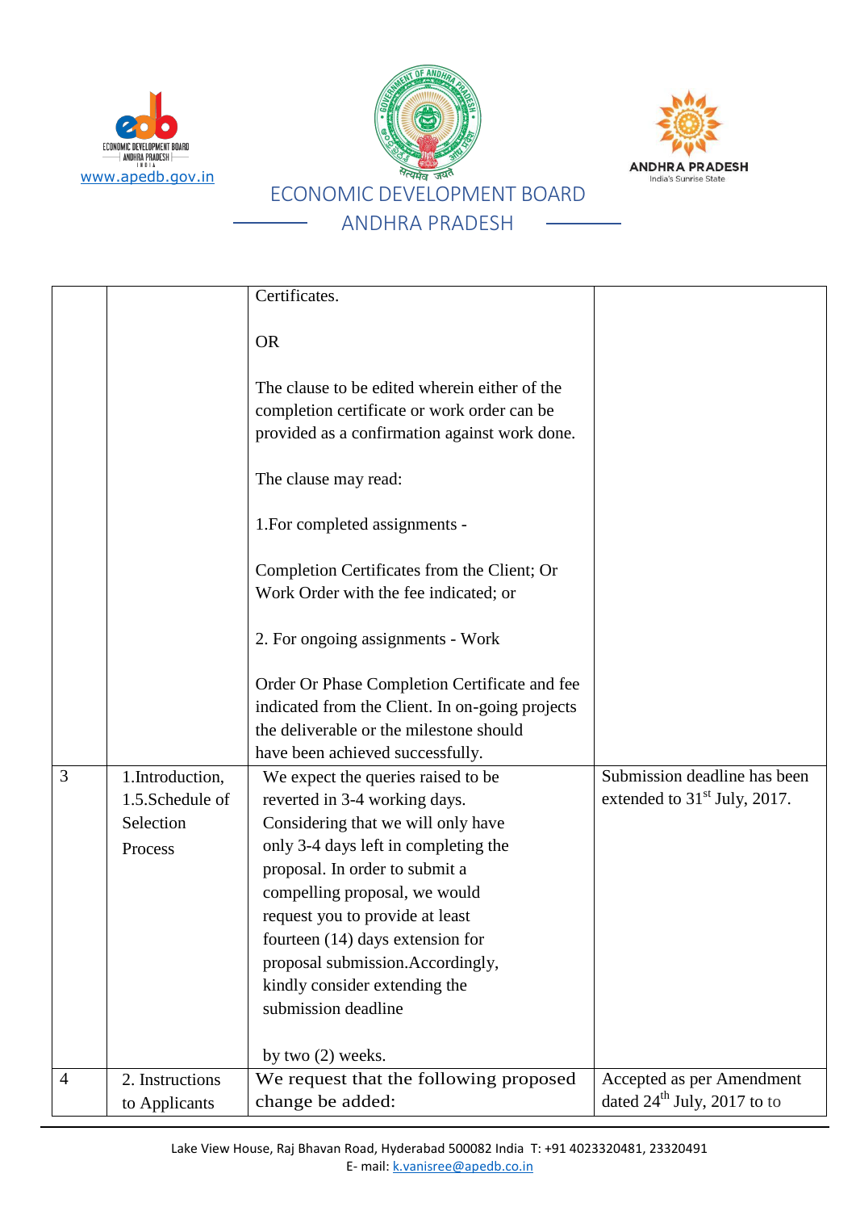| | | | |
|---|---|---|---|
| | | Certificates.<br><br>OR<br><br>The clause to be edited wherein either of the completion certificate or work order can be provided as a confirmation against work done.<br><br>The clause may read:<br><br>1.For completed assignments -<br><br>Completion Certificates from the Client; Or Work Order with the fee indicated; or<br><br>2. For ongoing assignments - Work<br><br>Order Or Phase Completion Certificate and fee indicated from the Client. In on-going projects the deliverable or the milestone should have been achieved successfully. | |
| 3 | 1.Introduction, 1.5.Schedule of Selection Process | We expect the queries raised to be reverted in 3-4 working days. Considering that we will only have only 3-4 days left in completing the proposal. In order to submit a compelling proposal, we would request you to provide at least fourteen (14) days extension for proposal submission.Accordingly, kindly consider extending the submission deadline<br><br>by two (2) weeks. | Submission deadline has been extended to 31st July, 2017. |
| 4 | 2. Instructions to Applicants | We request that the following proposed change be added: | Accepted as per Amendment dated 24th July, 2017 to to |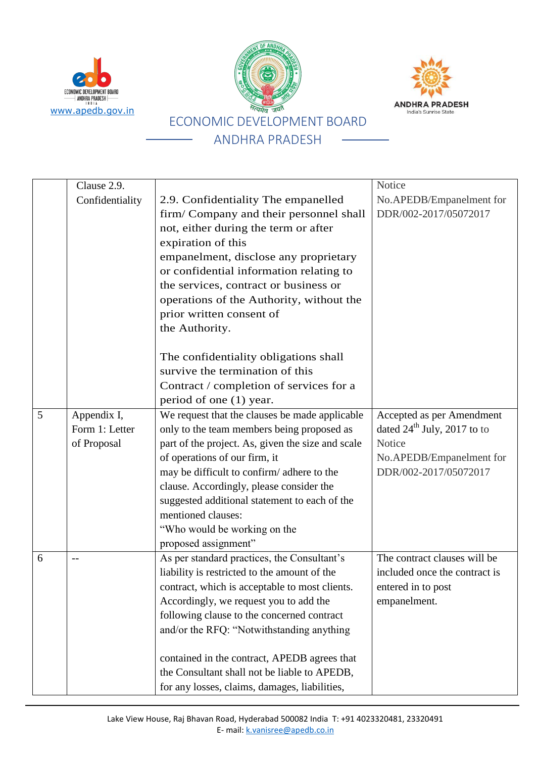| | | | |
|---|---|---|---|
| | Clause 2.9. Confidentiality | 2.9. Confidentiality The empanelled firm/ Company and their personnel shall not, either during the term or after expiration of this empanelment, disclose any proprietary or confidential information relating to the services, contract or business or operations of the Authority, without the prior written consent of the Authority.<br><br>The confidentiality obligations shall survive the termination of this Contract / completion of services for a period of one (1) year. | Notice No.APEDB/Empanelment for DDR/002-2017/05072017 |
| 5 | Appendix I, Form 1: Letter of Proposal | We request that the clauses be made applicable only to the team members being proposed as part of the project. As, given the size and scale of operations of our firm, it may be difficult to confirm/ adhere to the clause. Accordingly, please consider the suggested additional statement to each of the mentioned clauses:<br>"Who would be working on the proposed assignment" | Accepted as per Amendment dated 24th July, 2017 to to Notice No.APEDB/Empanelment for DDR/002-2017/05072017 |
| 6 | -- | As per standard practices, the Consultant's liability is restricted to the amount of the contract, which is acceptable to most clients. Accordingly, we request you to add the following clause to the concerned contract and/or the RFQ: "Notwithstanding anything<br><br>contained in the contract, APEDB agrees that the Consultant shall not be liable to APEDB, for any losses, claims, damages, liabilities, | The contract clauses will be included once the contract is entered in to post empanelment. |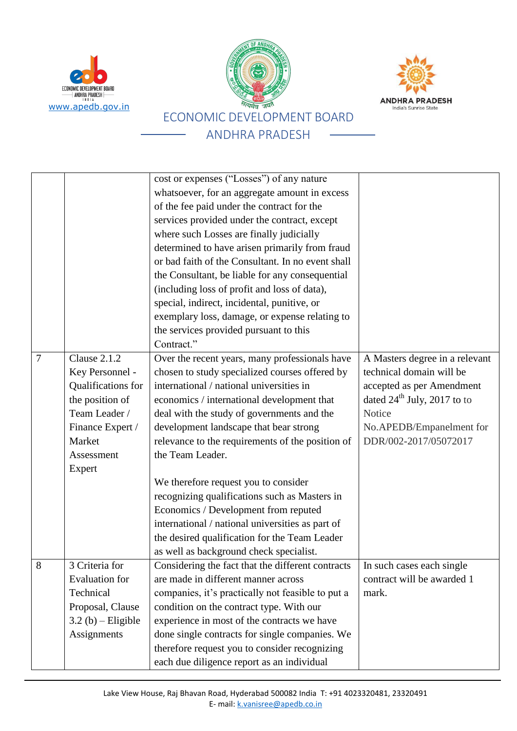| | | | |
|---|---|---|---|
| | | cost or expenses ("Losses") of any nature whatsoever, for an aggregate amount in excess of the fee paid under the contract for the services provided under the contract, except where such Losses are finally judicially determined to have arisen primarily from fraud or bad faith of the Consultant. In no event shall the Consultant, be liable for any consequential (including loss of profit and loss of data), special, indirect, incidental, punitive, or exemplary loss, damage, or expense relating to the services provided pursuant to this Contract." | |
| 7 | Clause 2.1.2 Key Personnel - Qualifications for the position of Team Leader / Finance Expert / Market Assessment Expert | Over the recent years, many professionals have chosen to study specialized courses offered by international / national universities in economics / international development that deal with the study of governments and the development landscape that bear strong relevance to the requirements of the position of the Team Leader.<br><br>We therefore request you to consider recognizing qualifications such as Masters in Economics / Development from reputed international / national universities as part of the desired qualification for the Team Leader as well as background check specialist. | A Masters degree in a relevant technical domain will be accepted as per Amendment dated 24th July, 2017 to to Notice No.APEDB/Empanelment for DDR/002-2017/05072017 |
| 8 | 3 Criteria for Evaluation for Technical Proposal, Clause 3.2 (b) – Eligible Assignments | Considering the fact that the different contracts are made in different manner across companies, it's practically not feasible to put a condition on the contract type. With our experience in most of the contracts we have done single contracts for single companies. We therefore request you to consider recognizing each due diligence report as an individual | In such cases each single contract will be awarded 1 mark. |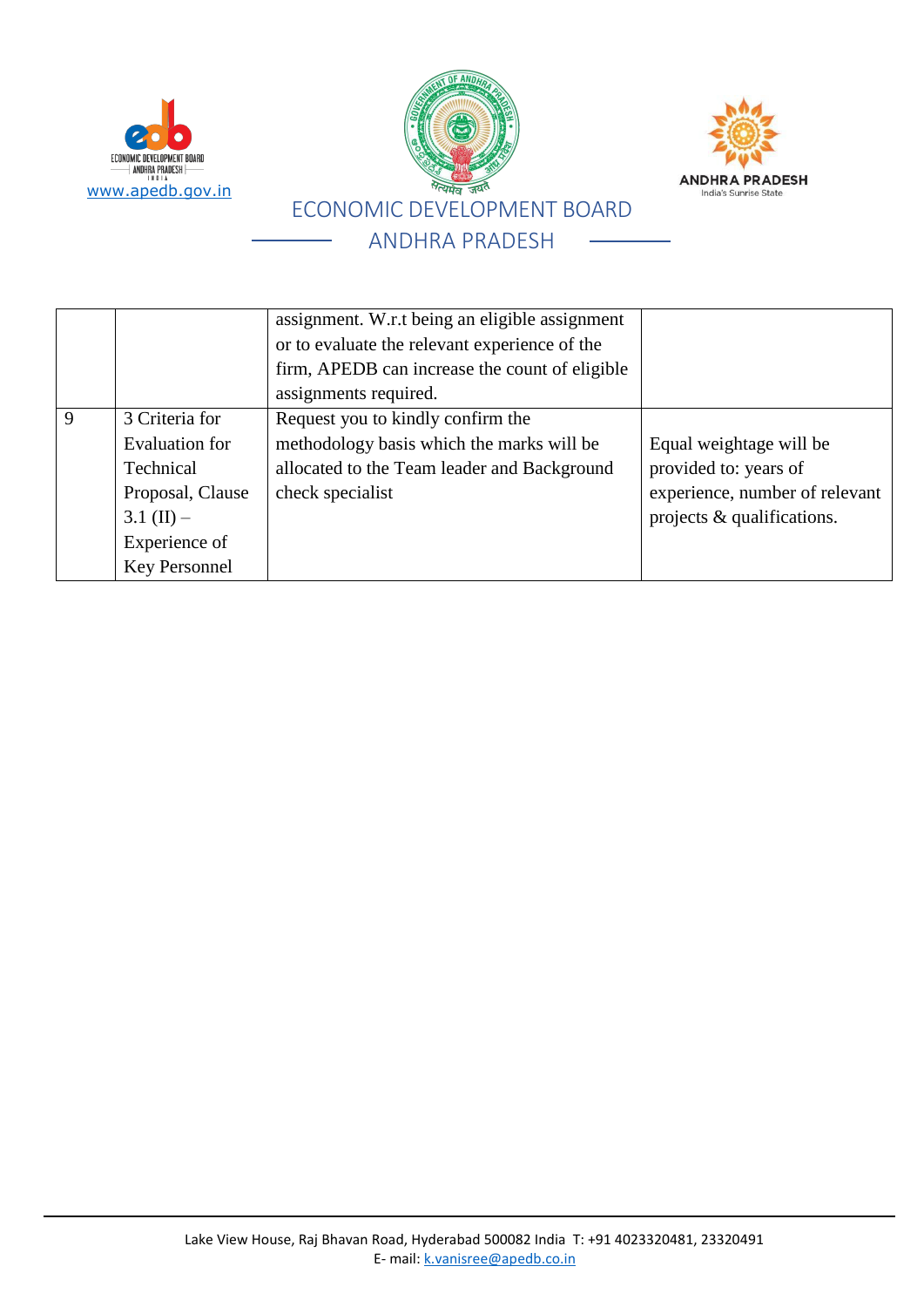| | | | |
|---|---|---|---|
| | | assignment. W.r.t being an eligible assignment or to evaluate the relevant experience of the firm, APEDB can increase the count of eligible assignments required. | |
| 9 | 3 Criteria for Evaluation for Technical Proposal, Clause 3.1 (II) – Experience of Key Personnel | Request you to kindly confirm the methodology basis which the marks will be allocated to the Team leader and Background check specialist | Equal weightage will be provided to: years of experience, number of relevant projects & qualifications. |